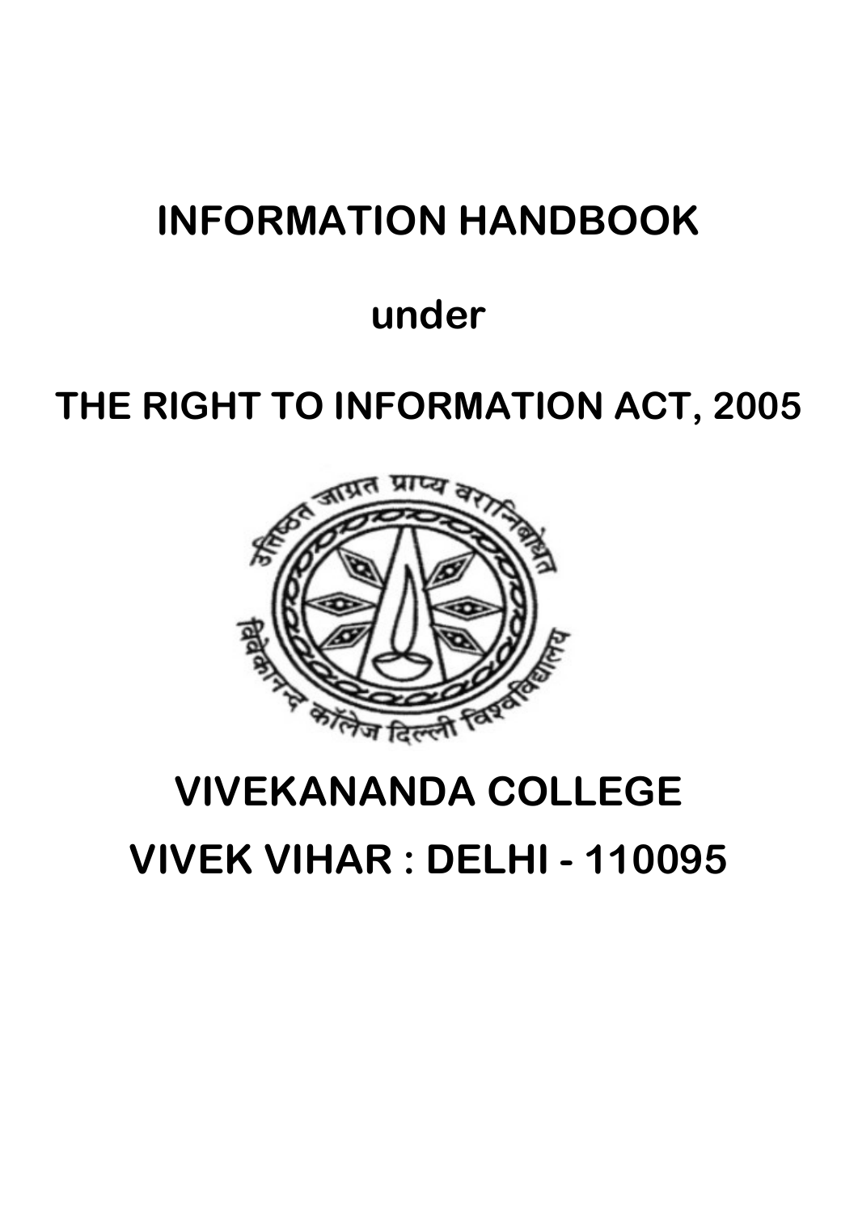# INFORMATION HANDBOOK

## under

# THE RIGHT TO INFORMATION ACT, 2005

# VIVEKANANDA COLLEGE

# VIVEK VIHAR : DELHI - 110095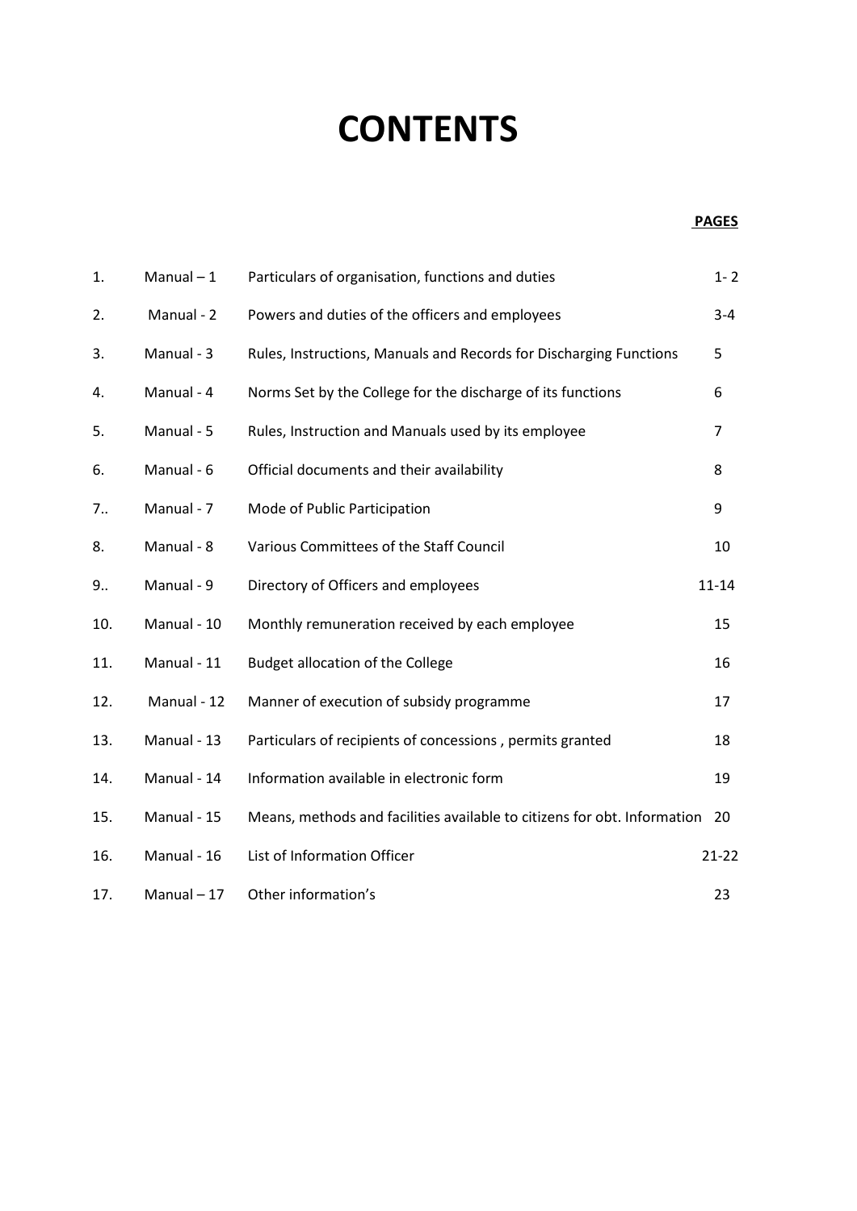# CONTENTS

| | | | PAGES |
|---|---|---|---|
| 1. | Manual – 1 | Particulars of organisation, functions and duties | 1- 2 |
| 2. | Manual - 2 | Powers and duties of the officers and employees | 3-4 |
| 3. | Manual - 3 | Rules, Instructions, Manuals and Records for Discharging Functions | 5 |
| 4. | Manual - 4 | Norms Set by the College for the discharge of its functions | 6 |
| 5. | Manual - 5 | Rules, Instruction and Manuals used by its employee | 7 |
| 6. | Manual - 6 | Official documents and their availability | 8 |
| 7.. | Manual - 7 | Mode of Public Participation | 9 |
| 8. | Manual - 8 | Various Committees of the Staff Council | 10 |
| 9.. | Manual - 9 | Directory of Officers and employees | 11-14 |
| 10. | Manual - 10 | Monthly remuneration received by each employee | 15 |
| 11. | Manual - 11 | Budget allocation of the College | 16 |
| 12. | Manual - 12 | Manner of execution of subsidy programme | 17 |
| 13. | Manual - 13 | Particulars of recipients of concessions , permits granted | 18 |
| 14. | Manual - 14 | Information available in electronic form | 19 |
| 15. | Manual - 15 | Means, methods and facilities available to citizens for obt. Information | 20 |
| 16. | Manual - 16 | List of Information Officer | 21-22 |
| 17. | Manual – 17 | Other information's | 23 |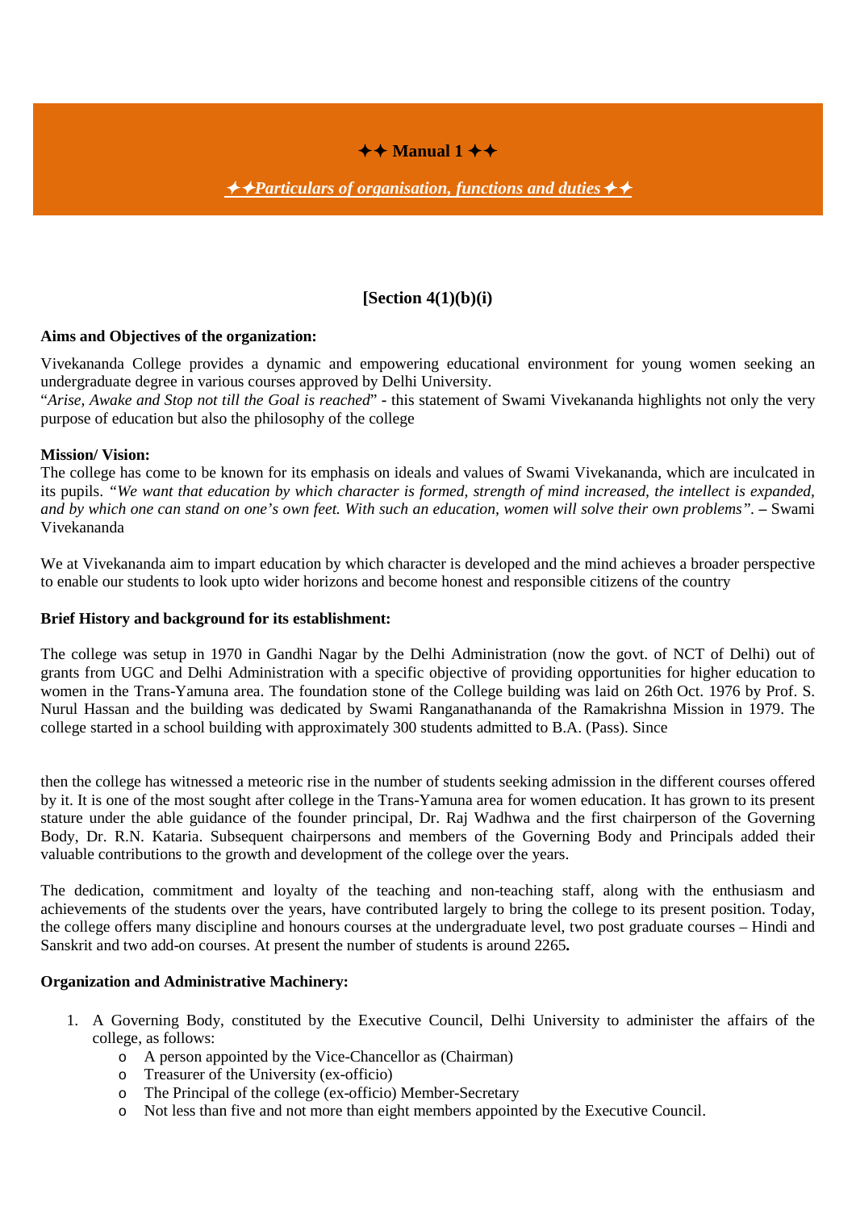# ✦✦ Manual 1 ✦✦

## ***✦✦Particulars of organisation, functions and duties✦✦***

### [Section 4(1)(b)(i)

**Aims and Objectives of the organization:**

Vivekananda College provides a dynamic and empowering educational environment for young women seeking an undergraduate degree in various courses approved by Delhi University.
"*Arise, Awake and Stop not till the Goal is reached*" - this statement of Swami Vivekananda highlights not only the very purpose of education but also the philosophy of the college

**Mission/ Vision:**
The college has come to be known for its emphasis on ideals and values of Swami Vivekananda, which are inculcated in its pupils. *"We want that education by which character is formed, strength of mind increased, the intellect is expanded, and by which one can stand on one's own feet. With such an education, women will solve their own problems".* **–** Swami Vivekananda

We at Vivekananda aim to impart education by which character is developed and the mind achieves a broader perspective to enable our students to look upto wider horizons and become honest and responsible citizens of the country

**Brief History and background for its establishment:**

The college was setup in 1970 in Gandhi Nagar by the Delhi Administration (now the govt. of NCT of Delhi) out of grants from UGC and Delhi Administration with a specific objective of providing opportunities for higher education to women in the Trans-Yamuna area. The foundation stone of the College building was laid on 26th Oct. 1976 by Prof. S. Nurul Hassan and the building was dedicated by Swami Ranganathananda of the Ramakrishna Mission in 1979. The college started in a school building with approximately 300 students admitted to B.A. (Pass). Since

then the college has witnessed a meteoric rise in the number of students seeking admission in the different courses offered by it. It is one of the most sought after college in the Trans-Yamuna area for women education. It has grown to its present stature under the able guidance of the founder principal, Dr. Raj Wadhwa and the first chairperson of the Governing Body, Dr. R.N. Kataria. Subsequent chairpersons and members of the Governing Body and Principals added their valuable contributions to the growth and development of the college over the years.

The dedication, commitment and loyalty of the teaching and non-teaching staff, along with the enthusiasm and achievements of the students over the years, have contributed largely to bring the college to its present position. Today, the college offers many discipline and honours courses at the undergraduate level, two post graduate courses – Hindi and Sanskrit and two add-on courses. At present the number of students is around 2265**.**

**Organization and Administrative Machinery:**

1. A Governing Body, constituted by the Executive Council, Delhi University to administer the affairs of the college, as follows:
   - A person appointed by the Vice-Chancellor as (Chairman)
   - Treasurer of the University (ex-officio)
   - The Principal of the college (ex-officio) Member-Secretary
   - Not less than five and not more than eight members appointed by the Executive Council.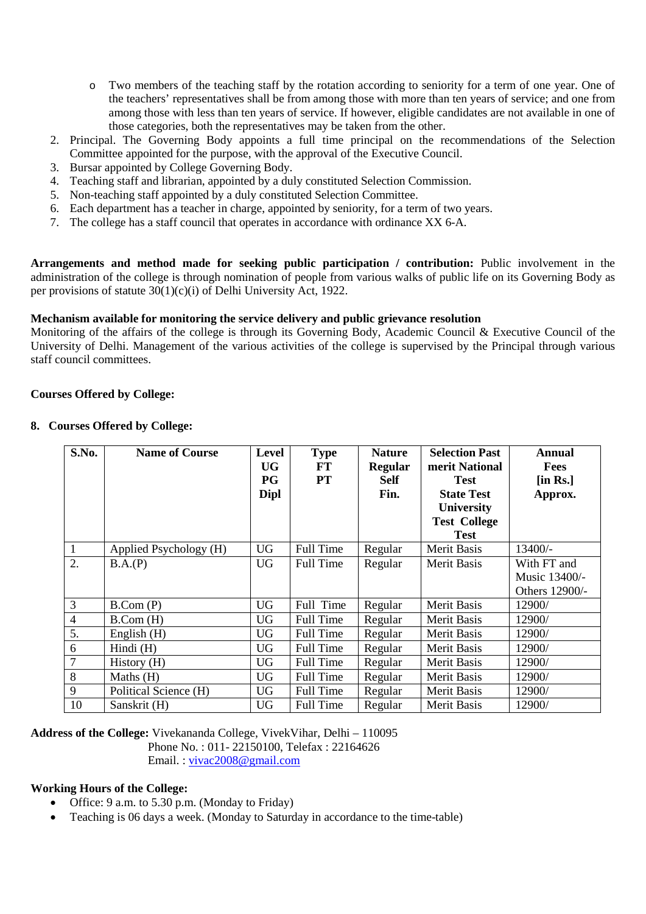- Two members of the teaching staff by the rotation according to seniority for a term of one year. One of the teachers' representatives shall be from among those with more than ten years of service; and one from among those with less than ten years of service. If however, eligible candidates are not available in one of those categories, both the representatives may be taken from the other.

2. Principal. The Governing Body appoints a full time principal on the recommendations of the Selection Committee appointed for the purpose, with the approval of the Executive Council.
3. Bursar appointed by College Governing Body.
4. Teaching staff and librarian, appointed by a duly constituted Selection Commission.
5. Non-teaching staff appointed by a duly constituted Selection Committee.
6. Each department has a teacher in charge, appointed by seniority, for a term of two years.
7. The college has a staff council that operates in accordance with ordinance XX 6-A.

**Arrangements and method made for seeking public participation / contribution:** Public involvement in the administration of the college is through nomination of people from various walks of public life on its Governing Body as per provisions of statute 30(1)(c)(i) of Delhi University Act, 1922.

**Mechanism available for monitoring the service delivery and public grievance resolution**

Monitoring of the affairs of the college is through its Governing Body, Academic Council & Executive Council of the University of Delhi. Management of the various activities of the college is supervised by the Principal through various staff council committees.

**Courses Offered by College:**

**8. Courses Offered by College:**

| S.No. | Name of Course | Level UG PG Dipl | Type FT PT | Nature Regular Self Fin. | Selection Past merit National Test State Test University Test College Test | Annual Fees [in Rs.] Approx. |
|---|---|---|---|---|---|---|
| 1 | Applied Psychology (H) | UG | Full Time | Regular | Merit Basis | 13400/- |
| 2. | B.A.(P) | UG | Full Time | Regular | Merit Basis | With FT and Music 13400/- Others 12900/- |
| 3 | B.Com (P) | UG | Full Time | Regular | Merit Basis | 12900/ |
| 4 | B.Com (H) | UG | Full Time | Regular | Merit Basis | 12900/ |
| 5. | English (H) | UG | Full Time | Regular | Merit Basis | 12900/ |
| 6 | Hindi (H) | UG | Full Time | Regular | Merit Basis | 12900/ |
| 7 | History (H) | UG | Full Time | Regular | Merit Basis | 12900/ |
| 8 | Maths (H) | UG | Full Time | Regular | Merit Basis | 12900/ |
| 9 | Political Science (H) | UG | Full Time | Regular | Merit Basis | 12900/ |
| 10 | Sanskrit (H) | UG | Full Time | Regular | Merit Basis | 12900/ |

**Address of the College:** Vivekananda College, VivekVihar, Delhi – 110095
Phone No. : 011- 22150100, Telefax : 22164626
Email. : vivac2008@gmail.com

**Working Hours of the College:**

- Office: 9 a.m. to 5.30 p.m. (Monday to Friday)
- Teaching is 06 days a week. (Monday to Saturday in accordance to the time-table)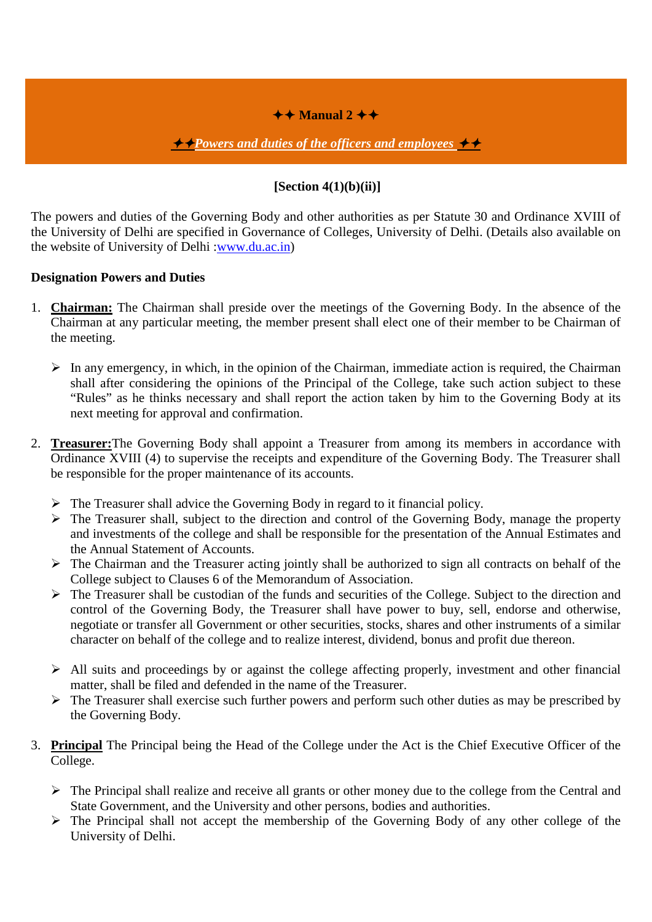# ✦✦ Manual 2 ✦✦

## ✦✦*Powers and duties of the officers and employees* ✦✦

**[Section 4(1)(b)(ii)]**

The powers and duties of the Governing Body and other authorities as per Statute 30 and Ordinance XVIII of the University of Delhi are specified in Governance of Colleges, University of Delhi. (Details also available on the website of University of Delhi :www.du.ac.in)

**Designation Powers and Duties**

1. **Chairman:** The Chairman shall preside over the meetings of the Governing Body. In the absence of the Chairman at any particular meeting, the member present shall elect one of their member to be Chairman of the meeting.

   - In any emergency, in which, in the opinion of the Chairman, immediate action is required, the Chairman shall after considering the opinions of the Principal of the College, take such action subject to these "Rules" as he thinks necessary and shall report the action taken by him to the Governing Body at its next meeting for approval and confirmation.

2. **Treasurer:** The Governing Body shall appoint a Treasurer from among its members in accordance with Ordinance XVIII (4) to supervise the receipts and expenditure of the Governing Body. The Treasurer shall be responsible for the proper maintenance of its accounts.

   - The Treasurer shall advice the Governing Body in regard to it financial policy.
   - The Treasurer shall, subject to the direction and control of the Governing Body, manage the property and investments of the college and shall be responsible for the presentation of the Annual Estimates and the Annual Statement of Accounts.
   - The Chairman and the Treasurer acting jointly shall be authorized to sign all contracts on behalf of the College subject to Clauses 6 of the Memorandum of Association.
   - The Treasurer shall be custodian of the funds and securities of the College. Subject to the direction and control of the Governing Body, the Treasurer shall have power to buy, sell, endorse and otherwise, negotiate or transfer all Government or other securities, stocks, shares and other instruments of a similar character on behalf of the college and to realize interest, dividend, bonus and profit due thereon.
   - All suits and proceedings by or against the college affecting properly, investment and other financial matter, shall be filed and defended in the name of the Treasurer.
   - The Treasurer shall exercise such further powers and perform such other duties as may be prescribed by the Governing Body.

3. **Principal** The Principal being the Head of the College under the Act is the Chief Executive Officer of the College.

   - The Principal shall realize and receive all grants or other money due to the college from the Central and State Government, and the University and other persons, bodies and authorities.
   - The Principal shall not accept the membership of the Governing Body of any other college of the University of Delhi.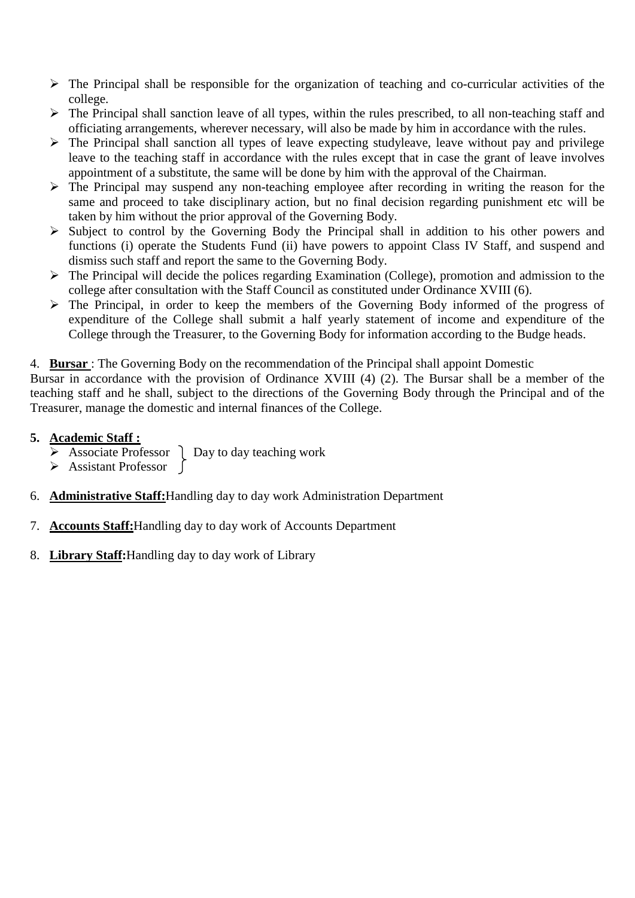- The Principal shall be responsible for the organization of teaching and co-curricular activities of the college.
- The Principal shall sanction leave of all types, within the rules prescribed, to all non-teaching staff and officiating arrangements, wherever necessary, will also be made by him in accordance with the rules.
- The Principal shall sanction all types of leave expecting studyleave, leave without pay and privilege leave to the teaching staff in accordance with the rules except that in case the grant of leave involves appointment of a substitute, the same will be done by him with the approval of the Chairman.
- The Principal may suspend any non-teaching employee after recording in writing the reason for the same and proceed to take disciplinary action, but no final decision regarding punishment etc will be taken by him without the prior approval of the Governing Body.
- Subject to control by the Governing Body the Principal shall in addition to his other powers and functions (i) operate the Students Fund (ii) have powers to appoint Class IV Staff, and suspend and dismiss such staff and report the same to the Governing Body.
- The Principal will decide the polices regarding Examination (College), promotion and admission to the college after consultation with the Staff Council as constituted under Ordinance XVIII (6).
- The Principal, in order to keep the members of the Governing Body informed of the progress of expenditure of the College shall submit a half yearly statement of income and expenditure of the College through the Treasurer, to the Governing Body for information according to the Budge heads.

4. **Bursar** : The Governing Body on the recommendation of the Principal shall appoint Domestic Bursar in accordance with the provision of Ordinance XVIII (4) (2). The Bursar shall be a member of the teaching staff and he shall, subject to the directions of the Governing Body through the Principal and of the Treasurer, manage the domestic and internal finances of the College.

5. **Academic Staff :**
   - Associate Professor
   - Assistant Professor

   } Day to day teaching work

6. **Administrative Staff:** Handling day to day work Administration Department

7. **Accounts Staff:** Handling day to day work of Accounts Department

8. **Library Staff:** Handling day to day work of Library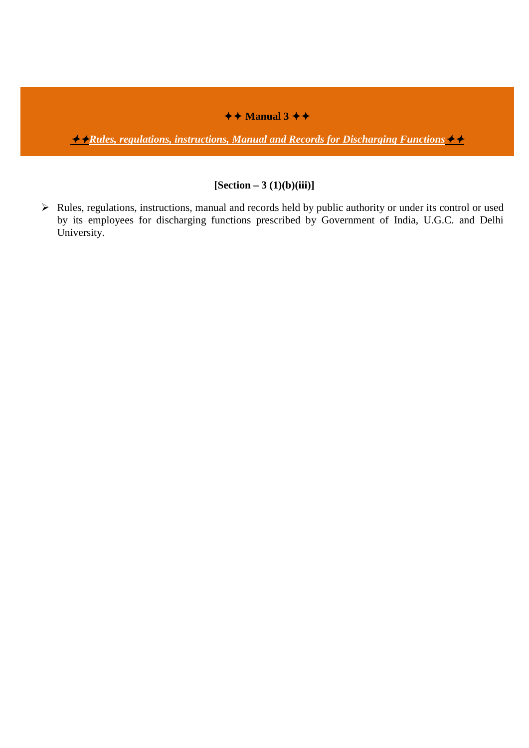# ✦✦ Manual 3 ✦✦

## ***✦✦Rules, regulations, instructions, Manual and Records for Discharging Functions✦✦***

**[Section – 3 (1)(b)(iii)]**

- Rules, regulations, instructions, manual and records held by public authority or under its control or used by its employees for discharging functions prescribed by Government of India, U.G.C. and Delhi University.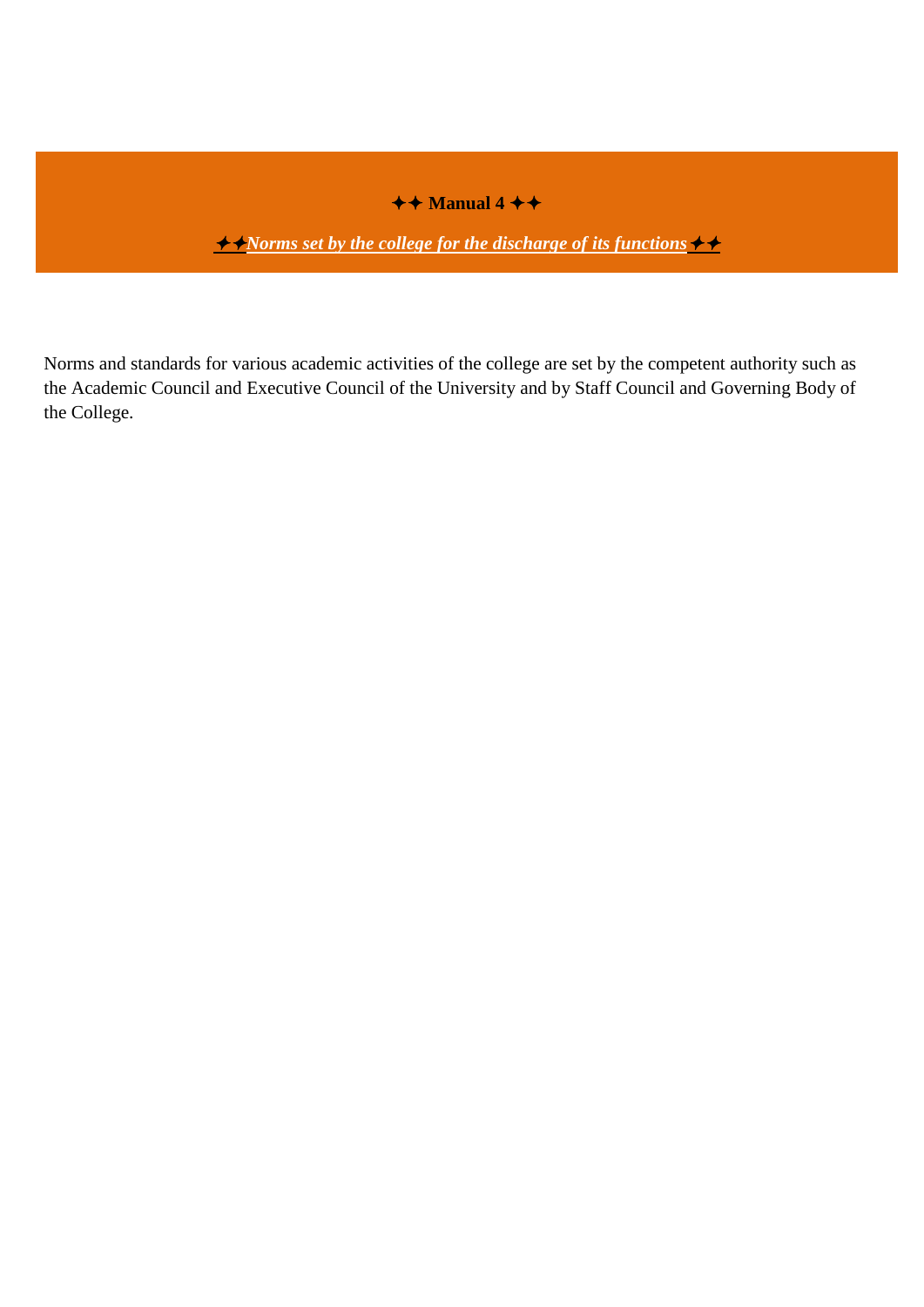## ✦✦ Manual 4 ✦✦

### ✦✦***Norms set by the college for the discharge of its functions***✦✦

Norms and standards for various academic activities of the college are set by the competent authority such as the Academic Council and Executive Council of the University and by Staff Council and Governing Body of the College.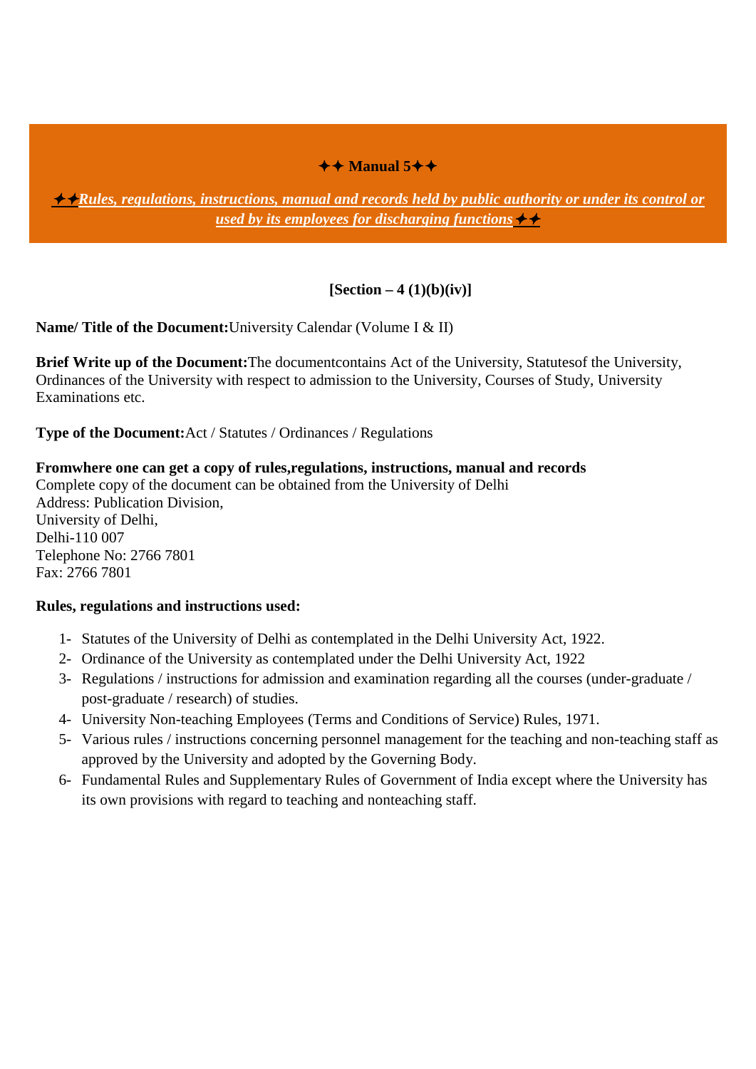## ✦✦ Manual 5✦✦

***✦✦Rules, regulations, instructions, manual and records held by public authority or under its control or used by its employees for discharging functions✦✦***

**[Section – 4 (1)(b)(iv)]**

**Name/ Title of the Document:**University Calendar (Volume I & II)

**Brief Write up of the Document:**The documentcontains Act of the University, Statutesof the University, Ordinances of the University with respect to admission to the University, Courses of Study, University Examinations etc.

**Type of the Document:**Act / Statutes / Ordinances / Regulations

**Fromwhere one can get a copy of rules,regulations, instructions, manual and records**
Complete copy of the document can be obtained from the University of Delhi
Address: Publication Division,
University of Delhi,
Delhi-110 007
Telephone No: 2766 7801
Fax: 2766 7801

**Rules, regulations and instructions used:**

1- Statutes of the University of Delhi as contemplated in the Delhi University Act, 1922.
2- Ordinance of the University as contemplated under the Delhi University Act, 1922
3- Regulations / instructions for admission and examination regarding all the courses (under-graduate / post-graduate / research) of studies.
4- University Non-teaching Employees (Terms and Conditions of Service) Rules, 1971.
5- Various rules / instructions concerning personnel management for the teaching and non-teaching staff as approved by the University and adopted by the Governing Body.
6- Fundamental Rules and Supplementary Rules of Government of India except where the University has its own provisions with regard to teaching and nonteaching staff.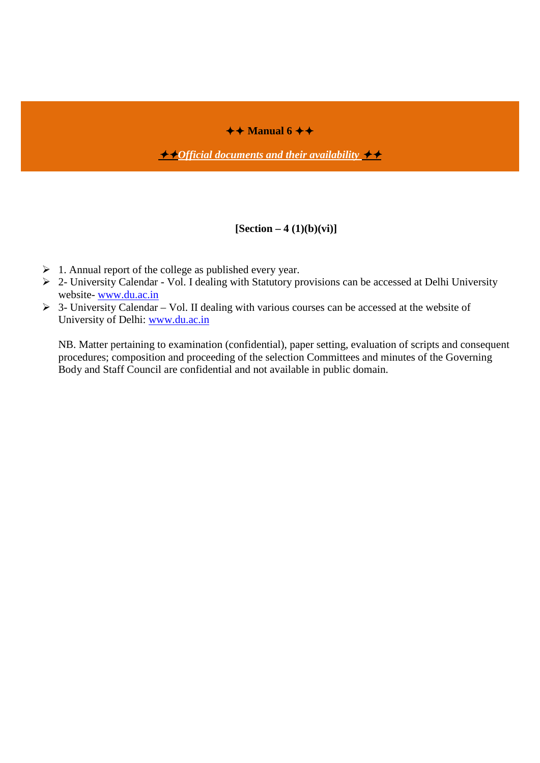## ✦✦ Manual 6 ✦✦

***✦✦Official documents and their availability ✦✦***

**[Section – 4 (1)(b)(vi)]**

- 1. Annual report of the college as published every year.
- 2- University Calendar - Vol. I dealing with Statutory provisions can be accessed at Delhi University website- www.du.ac.in
- 3- University Calendar – Vol. II dealing with various courses can be accessed at the website of University of Delhi: www.du.ac.in

NB. Matter pertaining to examination (confidential), paper setting, evaluation of scripts and consequent procedures; composition and proceeding of the selection Committees and minutes of the Governing Body and Staff Council are confidential and not available in public domain.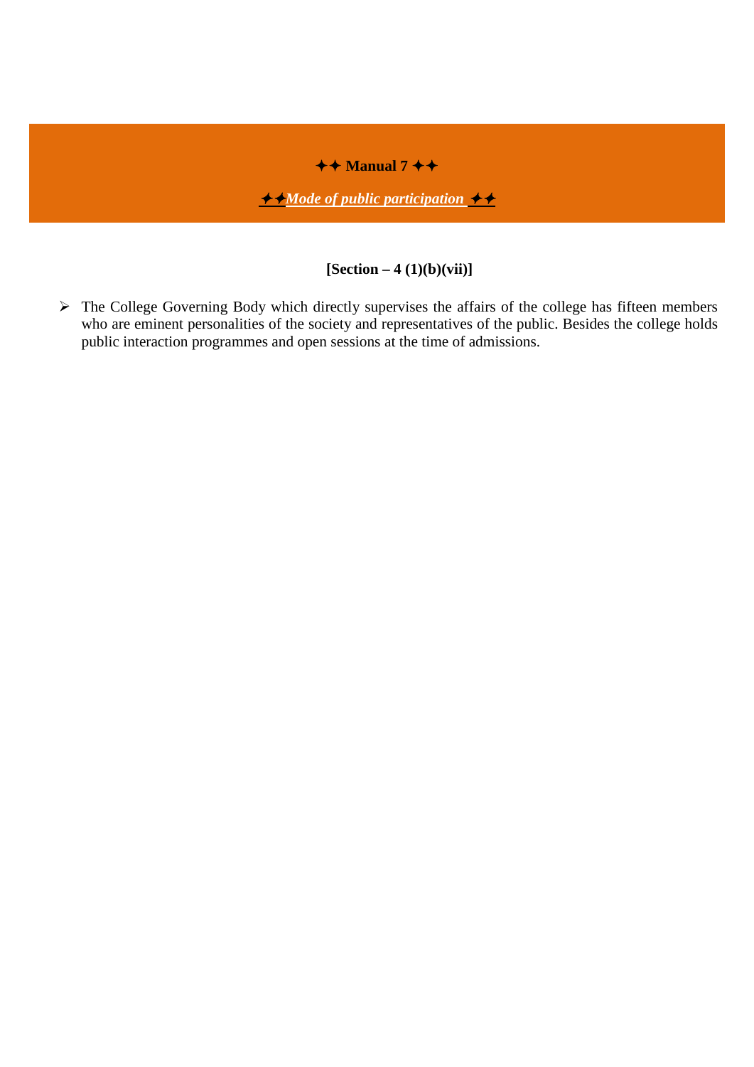## ✦✦ Manual 7 ✦✦

### ✦✦*Mode of public participation* ✦✦

**[Section – 4 (1)(b)(vii)]**

- The College Governing Body which directly supervises the affairs of the college has fifteen members who are eminent personalities of the society and representatives of the public. Besides the college holds public interaction programmes and open sessions at the time of admissions.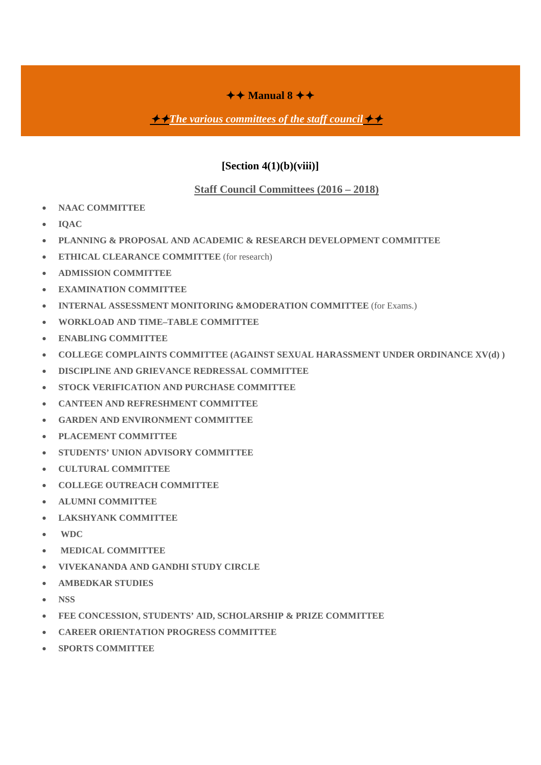# ✦✦ Manual 8 ✦✦

## ✦✦*The various committees of the staff council*✦✦

**[Section 4(1)(b)(viii)]**

**Staff Council Committees (2016 – 2018)**

- **NAAC COMMITTEE**
- **IQAC**
- **PLANNING & PROPOSAL AND ACADEMIC & RESEARCH DEVELOPMENT COMMITTEE**
- **ETHICAL CLEARANCE COMMITTEE** (for research)
- **ADMISSION COMMITTEE**
- **EXAMINATION COMMITTEE**
- **INTERNAL ASSESSMENT MONITORING &MODERATION COMMITTEE** (for Exams.)
- **WORKLOAD AND TIME–TABLE COMMITTEE**
- **ENABLING COMMITTEE**
- **COLLEGE COMPLAINTS COMMITTEE (AGAINST SEXUAL HARASSMENT UNDER ORDINANCE XV(d) )**
- **DISCIPLINE AND GRIEVANCE REDRESSAL COMMITTEE**
- **STOCK VERIFICATION AND PURCHASE COMMITTEE**
- **CANTEEN AND REFRESHMENT COMMITTEE**
- **GARDEN AND ENVIRONMENT COMMITTEE**
- **PLACEMENT COMMITTEE**
- **STUDENTS' UNION ADVISORY COMMITTEE**
- **CULTURAL COMMITTEE**
- **COLLEGE OUTREACH COMMITTEE**
- **ALUMNI COMMITTEE**
- **LAKSHYANK COMMITTEE**
- **WDC**
- **MEDICAL COMMITTEE**
- **VIVEKANANDA AND GANDHI STUDY CIRCLE**
- **AMBEDKAR STUDIES**
- **NSS**
- **FEE CONCESSION, STUDENTS' AID, SCHOLARSHIP & PRIZE COMMITTEE**
- **CAREER ORIENTATION PROGRESS COMMITTEE**
- **SPORTS COMMITTEE**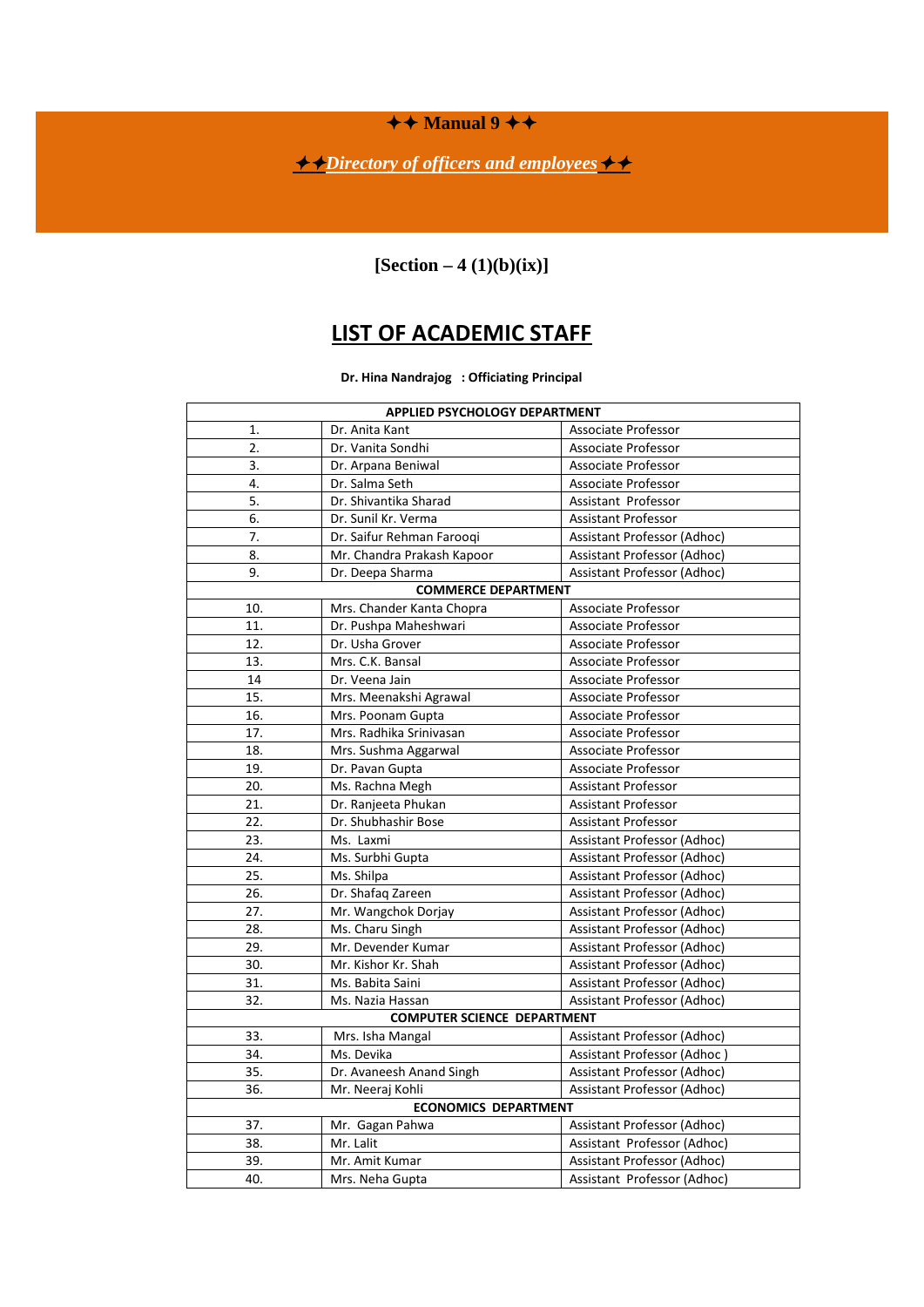# ✦✦ Manual 9 ✦✦

## ✦✦*Directory of officers and employees*✦✦

**[Section – 4 (1)(b)(ix)]**

## LIST OF ACADEMIC STAFF

**Dr. Hina Nandrajog : Officiating Principal**

| APPLIED PSYCHOLOGY DEPARTMENT | | |
|---|---|---|
| 1. | Dr. Anita Kant | Associate Professor |
| 2. | Dr. Vanita Sondhi | Associate Professor |
| 3. | Dr. Arpana Beniwal | Associate Professor |
| 4. | Dr. Salma Seth | Associate Professor |
| 5. | Dr. Shivantika Sharad | Assistant Professor |
| 6. | Dr. Sunil Kr. Verma | Assistant Professor |
| 7. | Dr. Saifur Rehman Farooqi | Assistant Professor (Adhoc) |
| 8. | Mr. Chandra Prakash Kapoor | Assistant Professor (Adhoc) |
| 9. | Dr. Deepa Sharma | Assistant Professor (Adhoc) |
| **COMMERCE DEPARTMENT** | | |
| 10. | Mrs. Chander Kanta Chopra | Associate Professor |
| 11. | Dr. Pushpa Maheshwari | Associate Professor |
| 12. | Dr. Usha Grover | Associate Professor |
| 13. | Mrs. C.K. Bansal | Associate Professor |
| 14 | Dr. Veena Jain | Associate Professor |
| 15. | Mrs. Meenakshi Agrawal | Associate Professor |
| 16. | Mrs. Poonam Gupta | Associate Professor |
| 17. | Mrs. Radhika Srinivasan | Associate Professor |
| 18. | Mrs. Sushma Aggarwal | Associate Professor |
| 19. | Dr. Pavan Gupta | Associate Professor |
| 20. | Ms. Rachna Megh | Assistant Professor |
| 21. | Dr. Ranjeeta Phukan | Assistant Professor |
| 22. | Dr. Shubhashir Bose | Assistant Professor |
| 23. | Ms. Laxmi | Assistant Professor (Adhoc) |
| 24. | Ms. Surbhi Gupta | Assistant Professor (Adhoc) |
| 25. | Ms. Shilpa | Assistant Professor (Adhoc) |
| 26. | Dr. Shafaq Zareen | Assistant Professor (Adhoc) |
| 27. | Mr. Wangchok Dorjay | Assistant Professor (Adhoc) |
| 28. | Ms. Charu Singh | Assistant Professor (Adhoc) |
| 29. | Mr. Devender Kumar | Assistant Professor (Adhoc) |
| 30. | Mr. Kishor Kr. Shah | Assistant Professor (Adhoc) |
| 31. | Ms. Babita Saini | Assistant Professor (Adhoc) |
| 32. | Ms. Nazia Hassan | Assistant Professor (Adhoc) |
| **COMPUTER SCIENCE DEPARTMENT** | | |
| 33. | Mrs. Isha Mangal | Assistant Professor (Adhoc) |
| 34. | Ms. Devika | Assistant Professor (Adhoc ) |
| 35. | Dr. Avaneesh Anand Singh | Assistant Professor (Adhoc) |
| 36. | Mr. Neeraj Kohli | Assistant Professor (Adhoc) |
| **ECONOMICS DEPARTMENT** | | |
| 37. | Mr. Gagan Pahwa | Assistant Professor (Adhoc) |
| 38. | Mr. Lalit | Assistant Professor (Adhoc) |
| 39. | Mr. Amit Kumar | Assistant Professor (Adhoc) |
| 40. | Mrs. Neha Gupta | Assistant Professor (Adhoc) |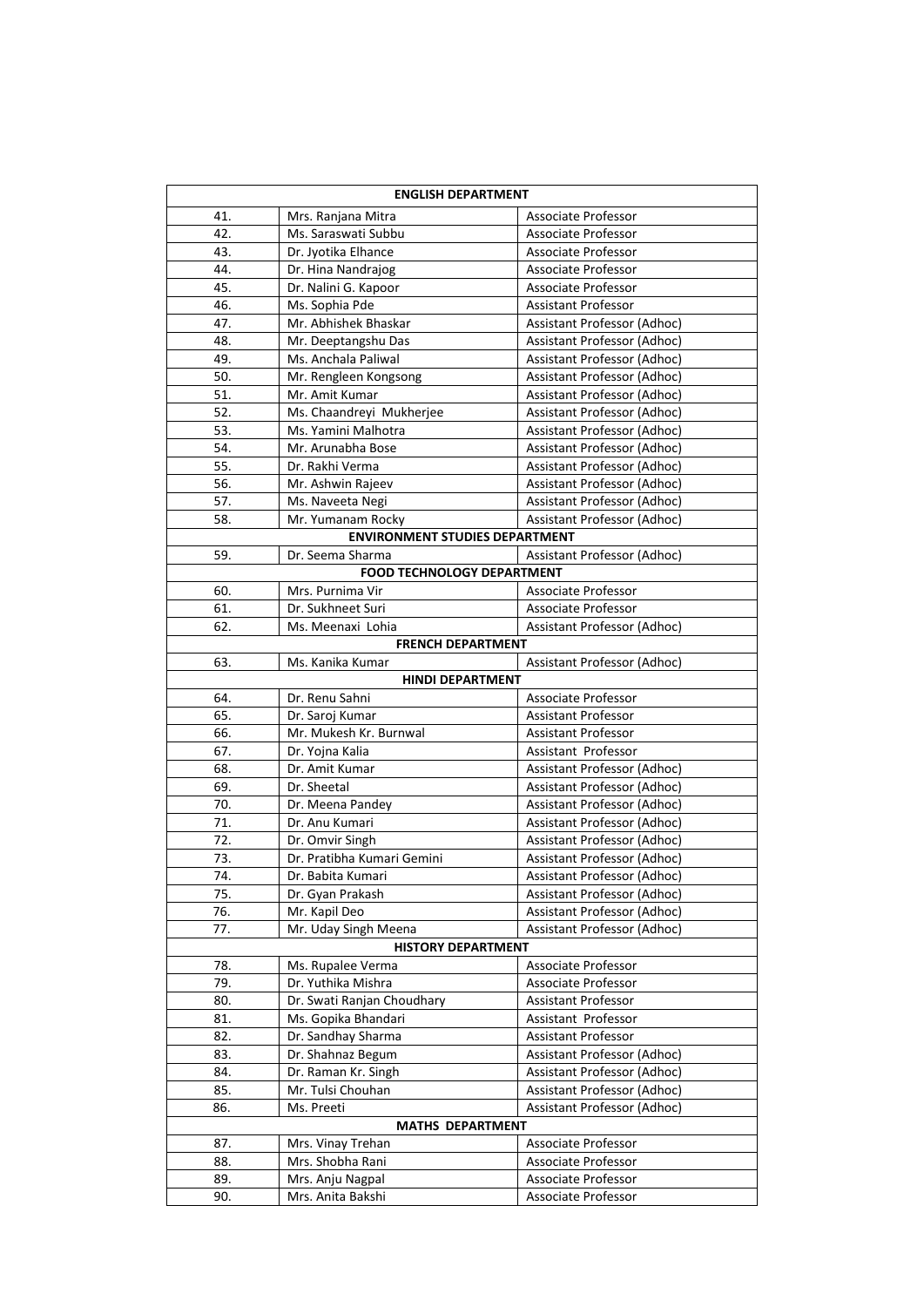| ENGLISH DEPARTMENT | | |
|---|---|---|
| 41. | Mrs. Ranjana Mitra | Associate Professor |
| 42. | Ms. Saraswati Subbu | Associate Professor |
| 43. | Dr. Jyotika Elhance | Associate Professor |
| 44. | Dr. Hina Nandrajog | Associate Professor |
| 45. | Dr. Nalini G. Kapoor | Associate Professor |
| 46. | Ms. Sophia Pde | Assistant Professor |
| 47. | Mr. Abhishek Bhaskar | Assistant Professor (Adhoc) |
| 48. | Mr. Deeptangshu Das | Assistant Professor (Adhoc) |
| 49. | Ms. Anchala Paliwal | Assistant Professor (Adhoc) |
| 50. | Mr. Rengleen Kongsong | Assistant Professor (Adhoc) |
| 51. | Mr. Amit Kumar | Assistant Professor (Adhoc) |
| 52. | Ms. Chaandreyi Mukherjee | Assistant Professor (Adhoc) |
| 53. | Ms. Yamini Malhotra | Assistant Professor (Adhoc) |
| 54. | Mr. Arunabha Bose | Assistant Professor (Adhoc) |
| 55. | Dr. Rakhi Verma | Assistant Professor (Adhoc) |
| 56. | Mr. Ashwin Rajeev | Assistant Professor (Adhoc) |
| 57. | Ms. Naveeta Negi | Assistant Professor (Adhoc) |
| 58. | Mr. Yumanam Rocky | Assistant Professor (Adhoc) |
| **ENVIRONMENT STUDIES DEPARTMENT** | | |
| 59. | Dr. Seema Sharma | Assistant Professor (Adhoc) |
| **FOOD TECHNOLOGY DEPARTMENT** | | |
| 60. | Mrs. Purnima Vir | Associate Professor |
| 61. | Dr. Sukhneet Suri | Associate Professor |
| 62. | Ms. Meenaxi Lohia | Assistant Professor (Adhoc) |
| **FRENCH DEPARTMENT** | | |
| 63. | Ms. Kanika Kumar | Assistant Professor (Adhoc) |
| **HINDI DEPARTMENT** | | |
| 64. | Dr. Renu Sahni | Associate Professor |
| 65. | Dr. Saroj Kumar | Assistant Professor |
| 66. | Mr. Mukesh Kr. Burnwal | Assistant Professor |
| 67. | Dr. Yojna Kalia | Assistant Professor |
| 68. | Dr. Amit Kumar | Assistant Professor (Adhoc) |
| 69. | Dr. Sheetal | Assistant Professor (Adhoc) |
| 70. | Dr. Meena Pandey | Assistant Professor (Adhoc) |
| 71. | Dr. Anu Kumari | Assistant Professor (Adhoc) |
| 72. | Dr. Omvir Singh | Assistant Professor (Adhoc) |
| 73. | Dr. Pratibha Kumari Gemini | Assistant Professor (Adhoc) |
| 74. | Dr. Babita Kumari | Assistant Professor (Adhoc) |
| 75. | Dr. Gyan Prakash | Assistant Professor (Adhoc) |
| 76. | Mr. Kapil Deo | Assistant Professor (Adhoc) |
| 77. | Mr. Uday Singh Meena | Assistant Professor (Adhoc) |
| **HISTORY DEPARTMENT** | | |
| 78. | Ms. Rupalee Verma | Associate Professor |
| 79. | Dr. Yuthika Mishra | Associate Professor |
| 80. | Dr. Swati Ranjan Choudhary | Assistant Professor |
| 81. | Ms. Gopika Bhandari | Assistant Professor |
| 82. | Dr. Sandhay Sharma | Assistant Professor |
| 83. | Dr. Shahnaz Begum | Assistant Professor (Adhoc) |
| 84. | Dr. Raman Kr. Singh | Assistant Professor (Adhoc) |
| 85. | Mr. Tulsi Chouhan | Assistant Professor (Adhoc) |
| 86. | Ms. Preeti | Assistant Professor (Adhoc) |
| **MATHS DEPARTMENT** | | |
| 87. | Mrs. Vinay Trehan | Associate Professor |
| 88. | Mrs. Shobha Rani | Associate Professor |
| 89. | Mrs. Anju Nagpal | Associate Professor |
| 90. | Mrs. Anita Bakshi | Associate Professor |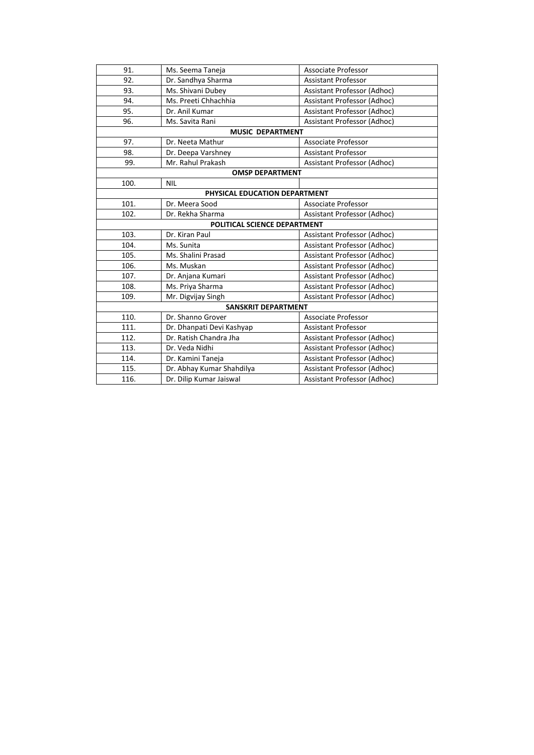| 91. | Ms. Seema Taneja | Associate Professor |
|---|---|---|
| 92. | Dr. Sandhya Sharma | Assistant Professor |
| 93. | Ms. Shivani Dubey | Assistant Professor (Adhoc) |
| 94. | Ms. Preeti Chhachhia | Assistant Professor (Adhoc) |
| 95. | Dr. Anil Kumar | Assistant Professor (Adhoc) |
| 96. | Ms. Savita Rani | Assistant Professor (Adhoc) |
| **MUSIC DEPARTMENT** | | |
| 97. | Dr. Neeta Mathur | Associate Professor |
| 98. | Dr. Deepa Varshney | Assistant Professor |
| 99. | Mr. Rahul Prakash | Assistant Professor (Adhoc) |
| **OMSP DEPARTMENT** | | |
| 100. | NIL | |
| **PHYSICAL EDUCATION DEPARTMENT** | | |
| 101. | Dr. Meera Sood | Associate Professor |
| 102. | Dr. Rekha Sharma | Assistant Professor (Adhoc) |
| **POLITICAL SCIENCE DEPARTMENT** | | |
| 103. | Dr. Kiran Paul | Assistant Professor (Adhoc) |
| 104. | Ms. Sunita | Assistant Professor (Adhoc) |
| 105. | Ms. Shalini Prasad | Assistant Professor (Adhoc) |
| 106. | Ms. Muskan | Assistant Professor (Adhoc) |
| 107. | Dr. Anjana Kumari | Assistant Professor (Adhoc) |
| 108. | Ms. Priya Sharma | Assistant Professor (Adhoc) |
| 109. | Mr. Digvijay Singh | Assistant Professor (Adhoc) |
| **SANSKRIT DEPARTMENT** | | |
| 110. | Dr. Shanno Grover | Associate Professor |
| 111. | Dr. Dhanpati Devi Kashyap | Assistant Professor |
| 112. | Dr. Ratish Chandra Jha | Assistant Professor (Adhoc) |
| 113. | Dr. Veda Nidhi | Assistant Professor (Adhoc) |
| 114. | Dr. Kamini Taneja | Assistant Professor (Adhoc) |
| 115. | Dr. Abhay Kumar Shahdilya | Assistant Professor (Adhoc) |
| 116. | Dr. Dilip Kumar Jaiswal | Assistant Professor (Adhoc) |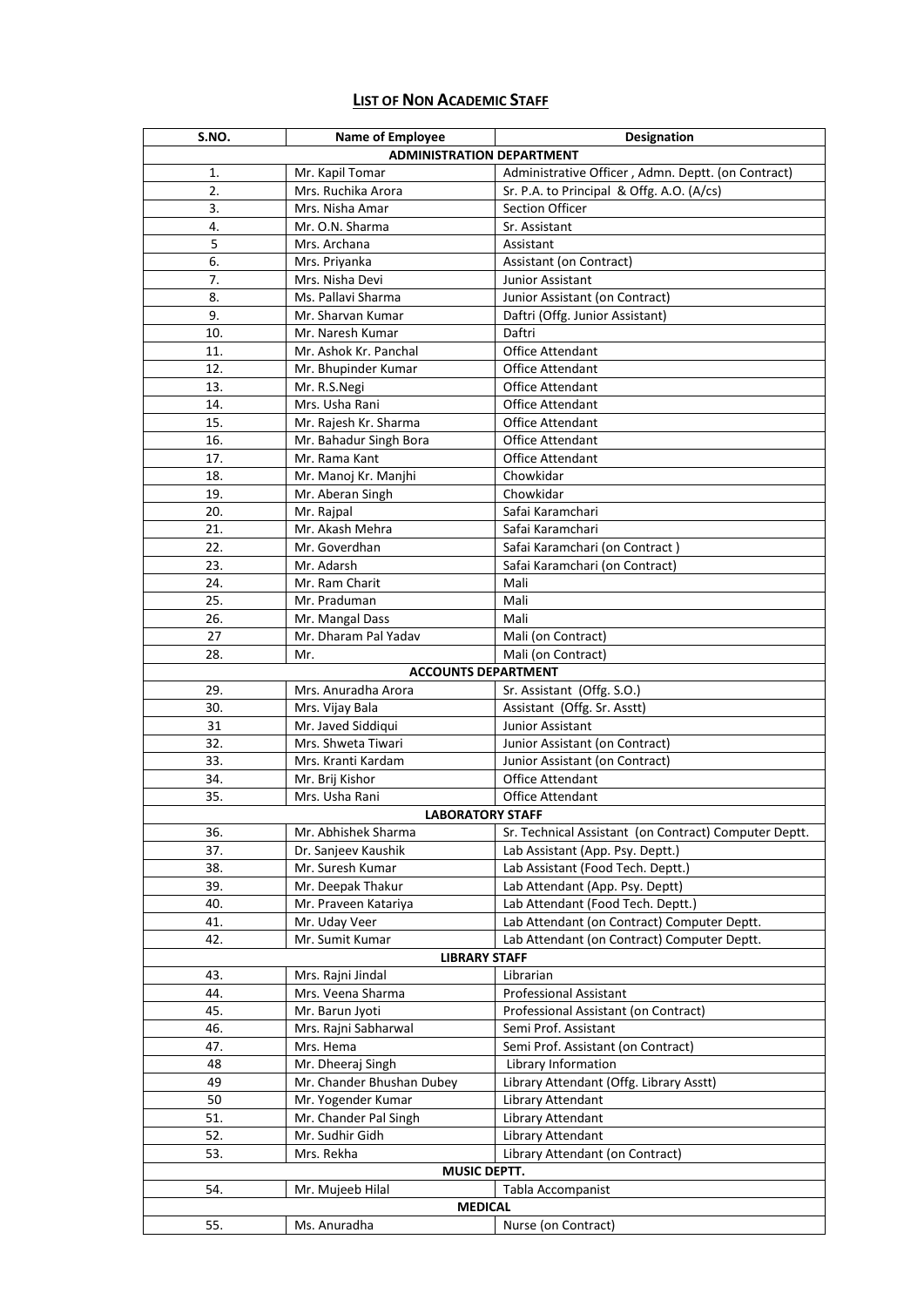# LIST OF NON ACADEMIC STAFF

| S.NO. | Name of Employee | Designation |
|---|---|---|
| **ADMINISTRATION DEPARTMENT** | | |
| 1. | Mr. Kapil Tomar | Administrative Officer , Admn. Deptt. (on Contract) |
| 2. | Mrs. Ruchika Arora | Sr. P.A. to Principal & Offg. A.O. (A/cs) |
| 3. | Mrs. Nisha Amar | Section Officer |
| 4. | Mr. O.N. Sharma | Sr. Assistant |
| 5 | Mrs. Archana | Assistant |
| 6. | Mrs. Priyanka | Assistant (on Contract) |
| 7. | Mrs. Nisha Devi | Junior Assistant |
| 8. | Ms. Pallavi Sharma | Junior Assistant (on Contract) |
| 9. | Mr. Sharvan Kumar | Daftri (Offg. Junior Assistant) |
| 10. | Mr. Naresh Kumar | Daftri |
| 11. | Mr. Ashok Kr. Panchal | Office Attendant |
| 12. | Mr. Bhupinder Kumar | Office Attendant |
| 13. | Mr. R.S.Negi | Office Attendant |
| 14. | Mrs. Usha Rani | Office Attendant |
| 15. | Mr. Rajesh Kr. Sharma | Office Attendant |
| 16. | Mr. Bahadur Singh Bora | Office Attendant |
| 17. | Mr. Rama Kant | Office Attendant |
| 18. | Mr. Manoj Kr. Manjhi | Chowkidar |
| 19. | Mr. Aberan Singh | Chowkidar |
| 20. | Mr. Rajpal | Safai Karamchari |
| 21. | Mr. Akash Mehra | Safai Karamchari |
| 22. | Mr. Goverdhan | Safai Karamchari (on Contract ) |
| 23. | Mr. Adarsh | Safai Karamchari (on Contract) |
| 24. | Mr. Ram Charit | Mali |
| 25. | Mr. Praduman | Mali |
| 26. | Mr. Mangal Dass | Mali |
| 27 | Mr. Dharam Pal Yadav | Mali (on Contract) |
| 28. | Mr. | Mali (on Contract) |
| **ACCOUNTS DEPARTMENT** | | |
| 29. | Mrs. Anuradha Arora | Sr. Assistant (Offg. S.O.) |
| 30. | Mrs. Vijay Bala | Assistant (Offg. Sr. Asstt) |
| 31 | Mr. Javed Siddiqui | Junior Assistant |
| 32. | Mrs. Shweta Tiwari | Junior Assistant (on Contract) |
| 33. | Mrs. Kranti Kardam | Junior Assistant (on Contract) |
| 34. | Mr. Brij Kishor | Office Attendant |
| 35. | Mrs. Usha Rani | Office Attendant |
| **LABORATORY STAFF** | | |
| 36. | Mr. Abhishek Sharma | Sr. Technical Assistant (on Contract) Computer Deptt. |
| 37. | Dr. Sanjeev Kaushik | Lab Assistant (App. Psy. Deptt.) |
| 38. | Mr. Suresh Kumar | Lab Assistant (Food Tech. Deptt.) |
| 39. | Mr. Deepak Thakur | Lab Attendant (App. Psy. Deptt) |
| 40. | Mr. Praveen Katariya | Lab Attendant (Food Tech. Deptt.) |
| 41. | Mr. Uday Veer | Lab Attendant (on Contract) Computer Deptt. |
| 42. | Mr. Sumit Kumar | Lab Attendant (on Contract) Computer Deptt. |
| **LIBRARY STAFF** | | |
| 43. | Mrs. Rajni Jindal | Librarian |
| 44. | Mrs. Veena Sharma | Professional Assistant |
| 45. | Mr. Barun Jyoti | Professional Assistant (on Contract) |
| 46. | Mrs. Rajni Sabharwal | Semi Prof. Assistant |
| 47. | Mrs. Hema | Semi Prof. Assistant (on Contract) |
| 48 | Mr. Dheeraj Singh | Library Information |
| 49 | Mr. Chander Bhushan Dubey | Library Attendant (Offg. Library Asstt) |
| 50 | Mr. Yogender Kumar | Library Attendant |
| 51. | Mr. Chander Pal Singh | Library Attendant |
| 52. | Mr. Sudhir Gidh | Library Attendant |
| 53. | Mrs. Rekha | Library Attendant (on Contract) |
| **MUSIC DEPTT.** | | |
| 54. | Mr. Mujeeb Hilal | Tabla Accompanist |
| **MEDICAL** | | |
| 55. | Ms. Anuradha | Nurse (on Contract) |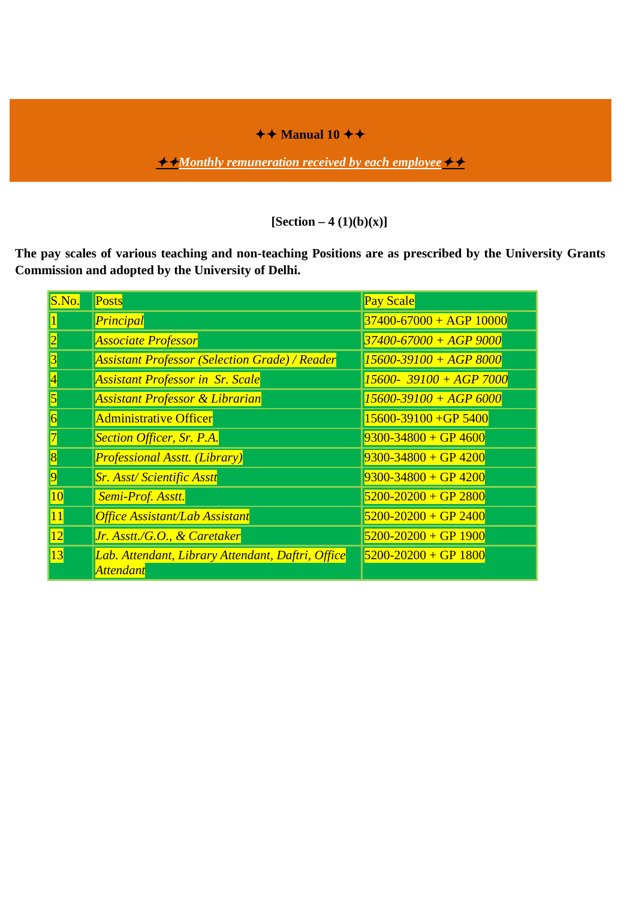# ✦✦ Manual 10 ✦✦

## ✦✦*Monthly remuneration received by each employee*✦✦

**[Section – 4 (1)(b)(x)]**

**The pay scales of various teaching and non-teaching Positions are as prescribed by the University Grants Commission and adopted by the University of Delhi.**

| S.No. | Posts | Pay Scale |
|---|---|---|
| 1 | *Principal* | 37400-67000 + AGP 10000 |
| 2 | *Associate Professor* | *37400-67000 + AGP 9000* |
| 3 | *Assistant Professor (Selection Grade) / Reader* | *15600-39100 + AGP 8000* |
| 4 | *Assistant Professor in Sr. Scale* | *15600- 39100 + AGP 7000* |
| 5 | *Assistant Professor & Librarian* | *15600-39100 + AGP 6000* |
| 6 | Administrative Officer | 15600-39100 +GP 5400 |
| 7 | *Section Officer, Sr. P.A.* | 9300-34800 + GP 4600 |
| 8 | *Professional Asstt. (Library)* | 9300-34800 + GP 4200 |
| 9 | *Sr. Asst/ Scientific Asstt* | 9300-34800 + GP 4200 |
| 10 | *Semi-Prof. Asstt.* | 5200-20200 + GP 2800 |
| 11 | *Office Assistant/Lab Assistant* | 5200-20200 + GP 2400 |
| 12 | *Jr. Asstt./G.O., & Caretaker* | 5200-20200 + GP 1900 |
| 13 | *Lab. Attendant, Library Attendant, Daftri, Office Attendant* | 5200-20200 + GP 1800 |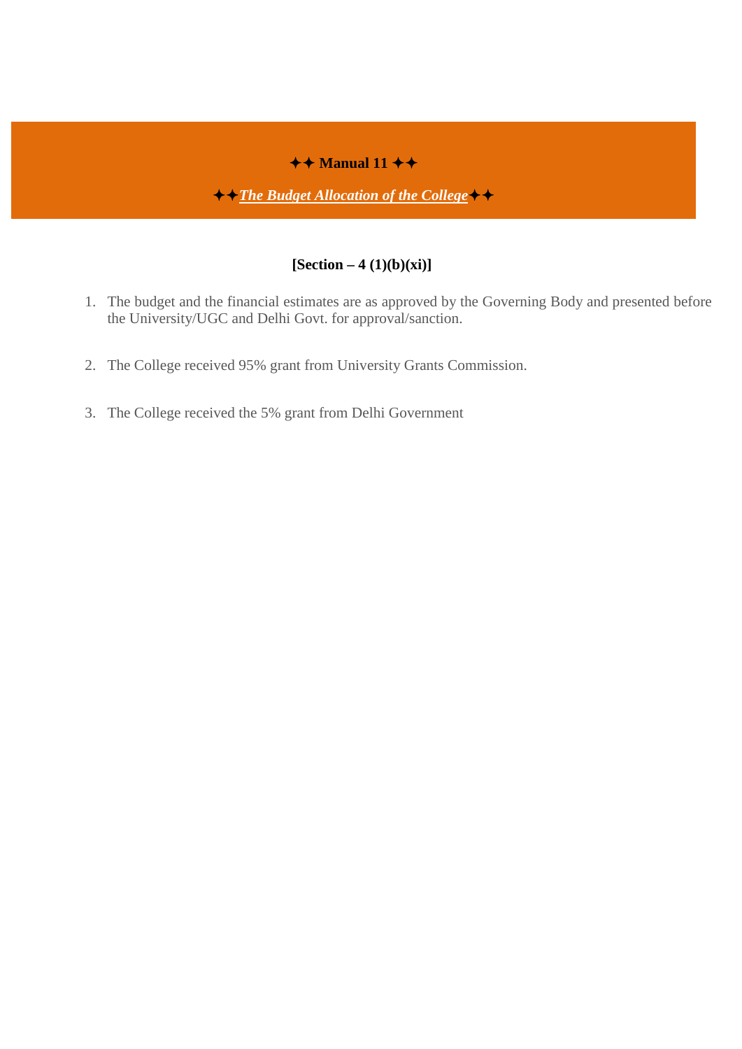## ✦✦ Manual 11 ✦✦

## ✦✦ ***The Budget Allocation of the College*** ✦✦

**[Section – 4 (1)(b)(xi)]**

1. The budget and the financial estimates are as approved by the Governing Body and presented before the University/UGC and Delhi Govt. for approval/sanction.

2. The College received 95% grant from University Grants Commission.

3. The College received the 5% grant from Delhi Government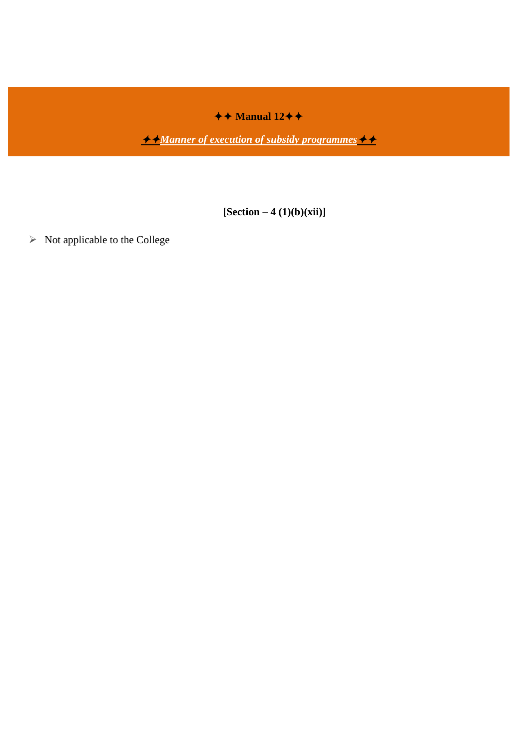# ✦✦ Manual 12✦✦

## ✦✦*Manner of execution of subsidy programmes*✦✦

**[Section – 4 (1)(b)(xii)]**

- Not applicable to the College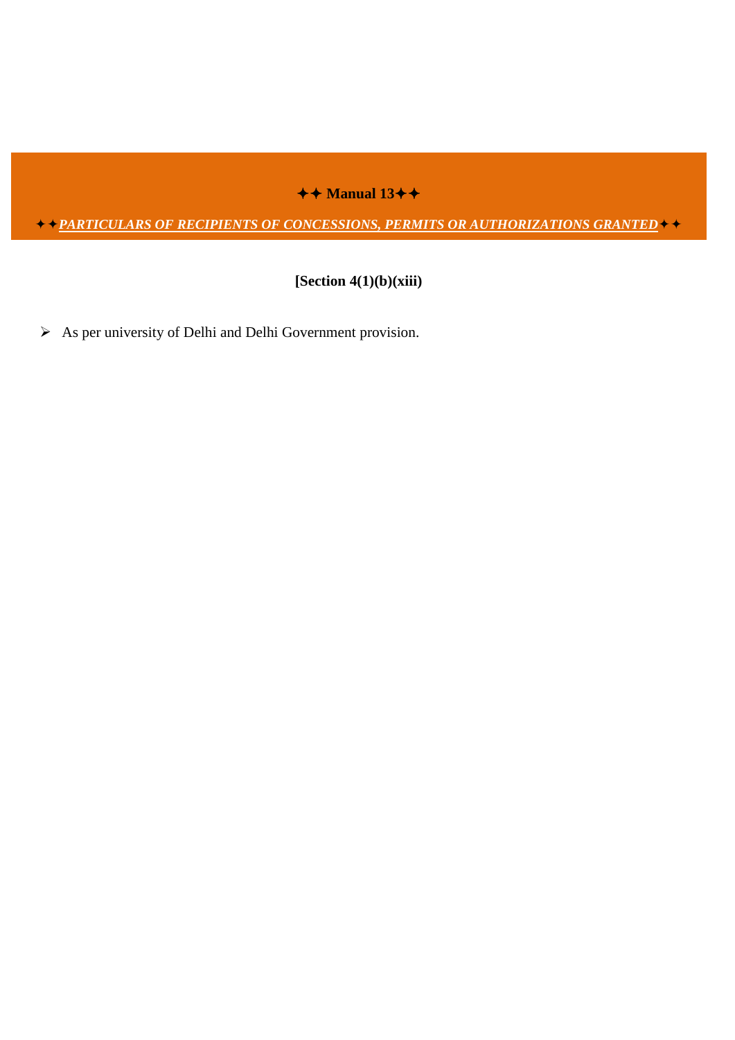## ✦✦ Manual 13✦✦

### ✦✦*PARTICULARS OF RECIPIENTS OF CONCESSIONS, PERMITS OR AUTHORIZATIONS GRANTED*✦✦

**[Section 4(1)(b)(xiii)**

- As per university of Delhi and Delhi Government provision.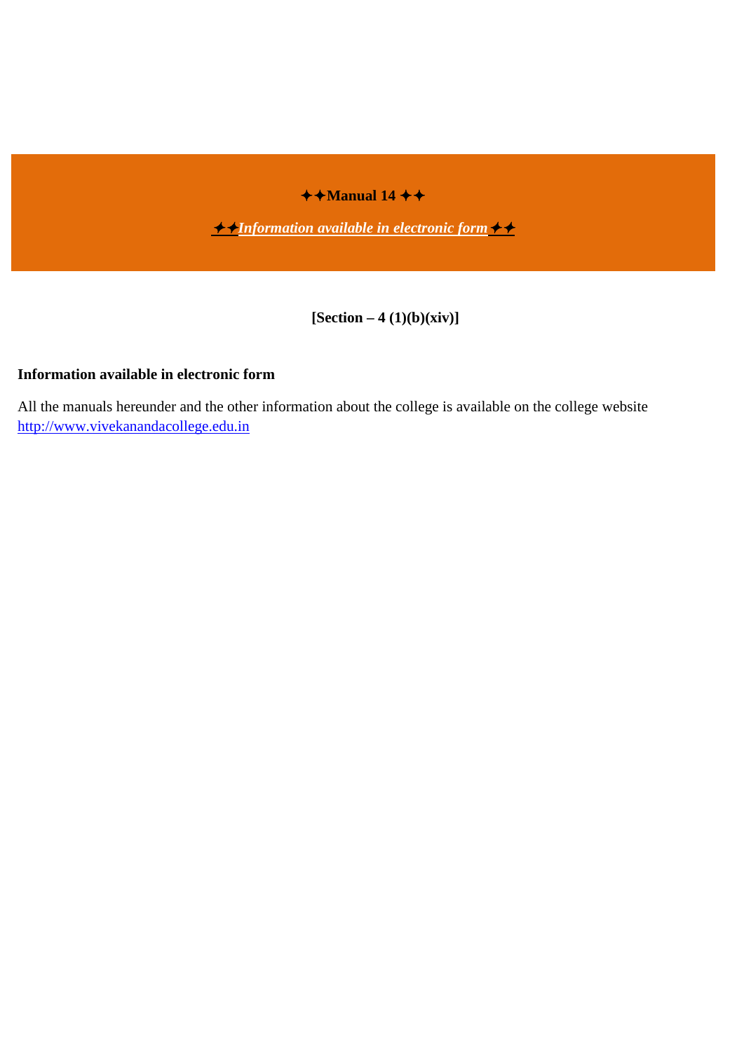**✦✦Manual 14 ✦✦**

***✦✦Information available in electronic form✦✦***

**[Section – 4 (1)(b)(xiv)]**

**Information available in electronic form**

All the manuals hereunder and the other information about the college is available on the college website http://www.vivekanandacollege.edu.in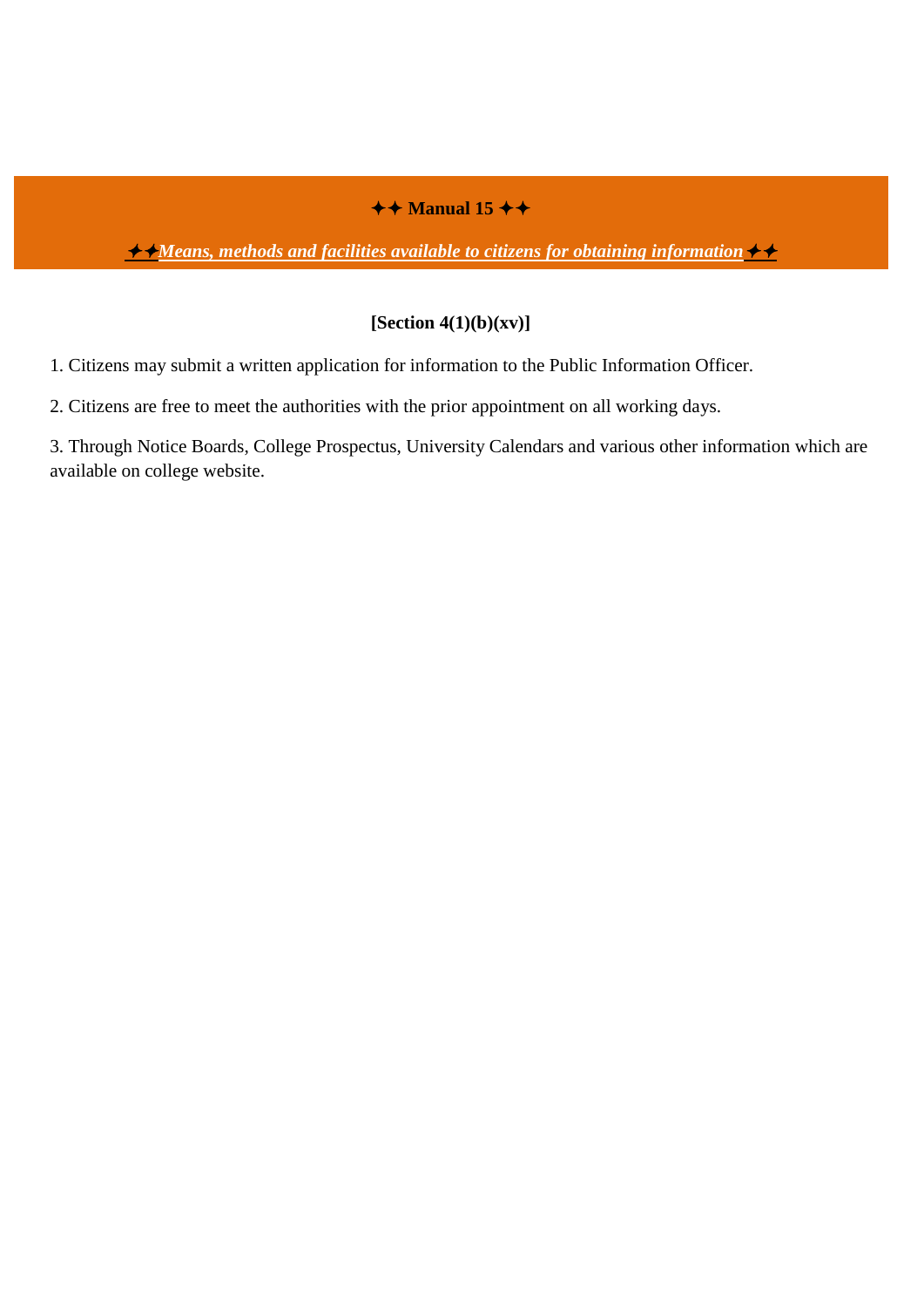# ✦✦ Manual 15 ✦✦

## ***✦✦Means, methods and facilities available to citizens for obtaining information✦✦***

**[Section 4(1)(b)(xv)]**

1. Citizens may submit a written application for information to the Public Information Officer.

2. Citizens are free to meet the authorities with the prior appointment on all working days.

3. Through Notice Boards, College Prospectus, University Calendars and various other information which are available on college website.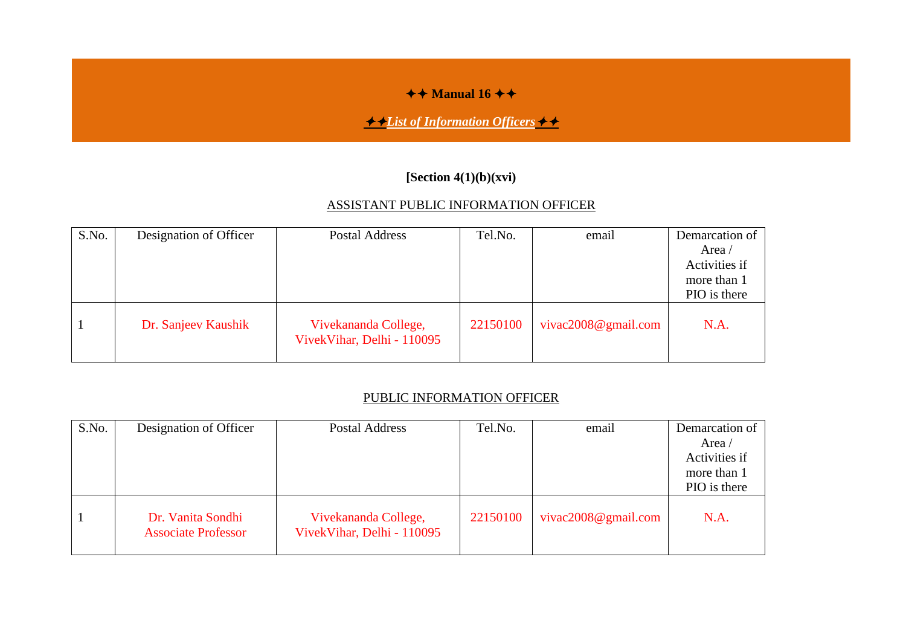## ✦✦ Manual 16 ✦✦

### ✦✦*List of Information Officers*✦✦

**[Section 4(1)(b)(xvi)**

ASSISTANT PUBLIC INFORMATION OFFICER

| S.No. | Designation of Officer | Postal Address | Tel.No. | email | Demarcation of Area / Activities if more than 1 PIO is there |
|---|---|---|---|---|---|
| 1 | Dr. Sanjeev Kaushik | Vivekananda College, VivekVihar, Delhi - 110095 | 22150100 | vivac2008@gmail.com | N.A. |

PUBLIC INFORMATION OFFICER

| S.No. | Designation of Officer | Postal Address | Tel.No. | email | Demarcation of Area / Activities if more than 1 PIO is there |
|---|---|---|---|---|---|
| 1 | Dr. Vanita Sondhi Associate Professor | Vivekananda College, VivekVihar, Delhi - 110095 | 22150100 | vivac2008@gmail.com | N.A. |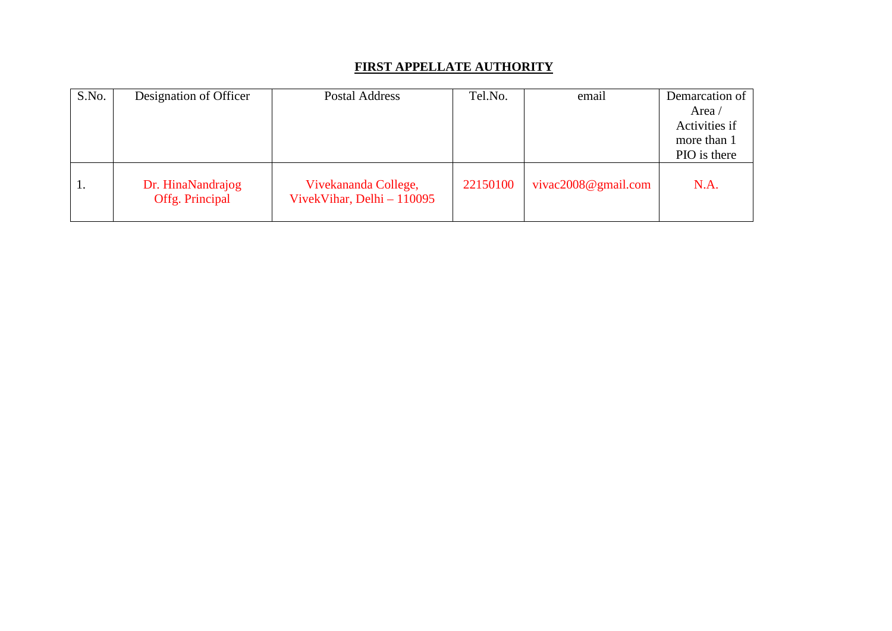## FIRST APPELLATE AUTHORITY

| S.No. | Designation of Officer | Postal Address | Tel.No. | email | Demarcation of Area / Activities if more than 1 PIO is there |
|---|---|---|---|---|---|
| 1. | Dr. HinaNandrajog Offg. Principal | Vivekananda College, VivekVihar, Delhi – 110095 | 22150100 | vivac2008@gmail.com | N.A. |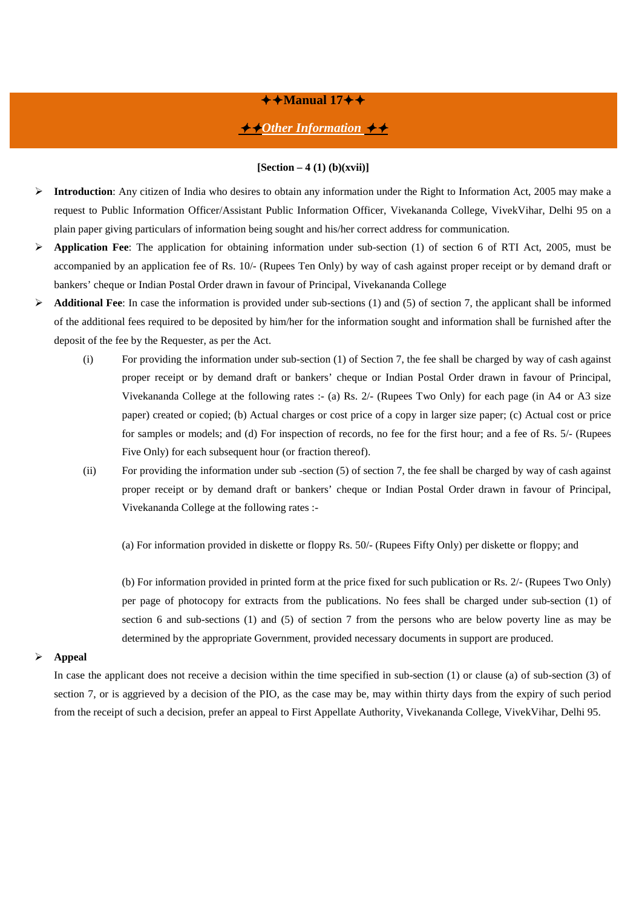# ✦✦Manual 17✦✦

## ✦✦*Other Information* ✦✦

**[Section – 4 (1) (b)(xvii)]**

- **Introduction**: Any citizen of India who desires to obtain any information under the Right to Information Act, 2005 may make a request to Public Information Officer/Assistant Public Information Officer, Vivekananda College, VivekVihar, Delhi 95 on a plain paper giving particulars of information being sought and his/her correct address for communication.
- **Application Fee**: The application for obtaining information under sub-section (1) of section 6 of RTI Act, 2005, must be accompanied by an application fee of Rs. 10/- (Rupees Ten Only) by way of cash against proper receipt or by demand draft or bankers' cheque or Indian Postal Order drawn in favour of Principal, Vivekananda College
- **Additional Fee**: In case the information is provided under sub-sections (1) and (5) of section 7, the applicant shall be informed of the additional fees required to be deposited by him/her for the information sought and information shall be furnished after the deposit of the fee by the Requester, as per the Act.
  - (i) For providing the information under sub-section (1) of Section 7, the fee shall be charged by way of cash against proper receipt or by demand draft or bankers' cheque or Indian Postal Order drawn in favour of Principal, Vivekananda College at the following rates :- (a) Rs. 2/- (Rupees Two Only) for each page (in A4 or A3 size paper) created or copied; (b) Actual charges or cost price of a copy in larger size paper; (c) Actual cost or price for samples or models; and (d) For inspection of records, no fee for the first hour; and a fee of Rs. 5/- (Rupees Five Only) for each subsequent hour (or fraction thereof).
  - (ii) For providing the information under sub -section (5) of section 7, the fee shall be charged by way of cash against proper receipt or by demand draft or bankers' cheque or Indian Postal Order drawn in favour of Principal, Vivekananda College at the following rates :-

    (a) For information provided in diskette or floppy Rs. 50/- (Rupees Fifty Only) per diskette or floppy; and

    (b) For information provided in printed form at the price fixed for such publication or Rs. 2/- (Rupees Two Only) per page of photocopy for extracts from the publications. No fees shall be charged under sub-section (1) of section 6 and sub-sections (1) and (5) of section 7 from the persons who are below poverty line as may be determined by the appropriate Government, provided necessary documents in support are produced.
- **Appeal**

  In case the applicant does not receive a decision within the time specified in sub-section (1) or clause (a) of sub-section (3) of section 7, or is aggrieved by a decision of the PIO, as the case may be, may within thirty days from the expiry of such period from the receipt of such a decision, prefer an appeal to First Appellate Authority, Vivekananda College, VivekVihar, Delhi 95.